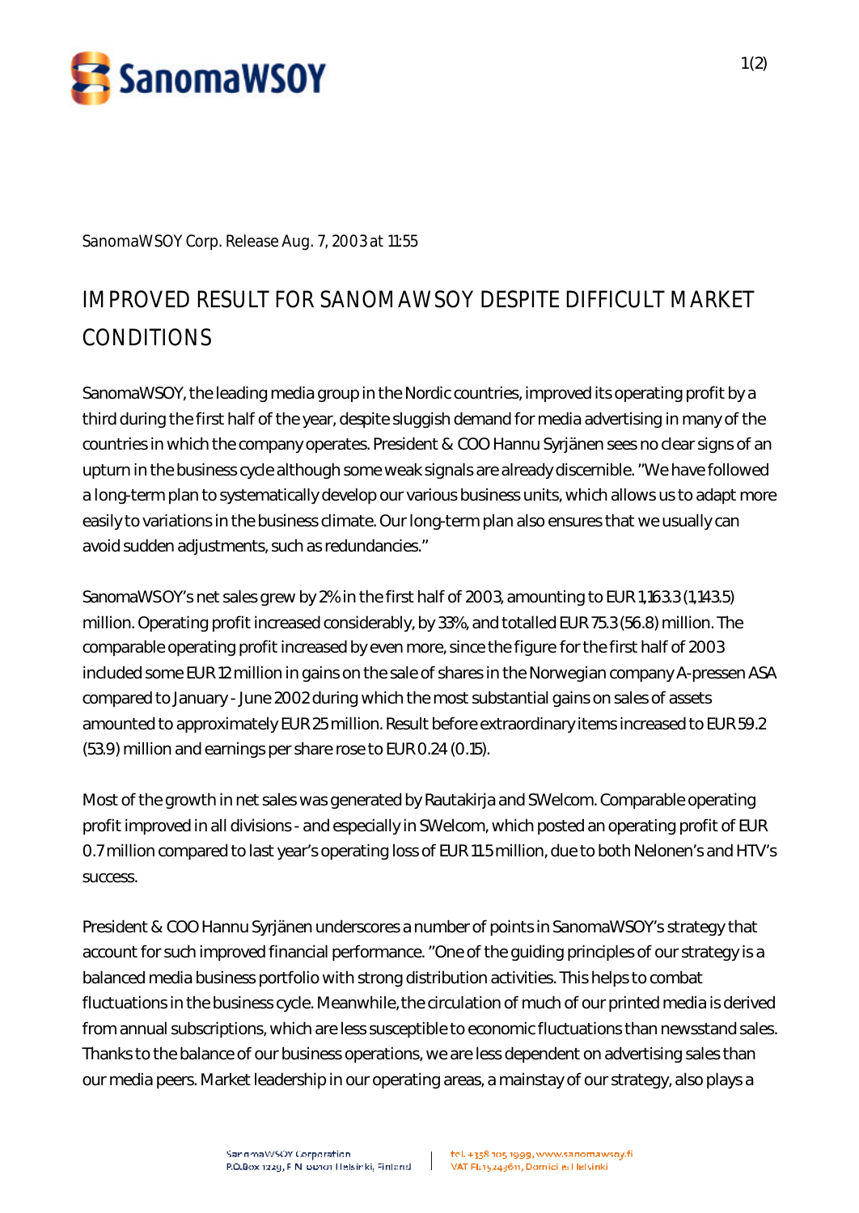SanomaWSOY Corp. Release Aug. 7, 2003 at 11:55

# IMPROVED RESULT FOR SANOMAWSOY DESPITE DIFFICULT MARKET CONDITIONS

SanomaWSOY, the leading media group in the Nordic countries, improved its operating profit by a third during the first half of the year, despite sluggish demand for media advertising in many of the countries in which the company operates. President & COO Hannu Syrjänen sees no clear signs of an upturn in the business cycle although some weak signals are already discernible. "We have followed a long-term plan to systematically develop our various business units, which allows us to adapt more easily to variations in the business climate. Our long-term plan also ensures that we usually can avoid sudden adjustments, such as redundancies."

SanomaWSOY's net sales grew by 2% in the first half of 2003, amounting to EUR 1,163.3 (1,143.5) million. Operating profit increased considerably, by 33%, and totalled EUR 75.3 (56.8) million. The comparable operating profit increased by even more, since the figure for the first half of 2003 included some EUR 12 million in gains on the sale of shares in the Norwegian company A-pressen ASA compared to January - June 2002 during which the most substantial gains on sales of assets amounted to approximately EUR 25 million. Result before extraordinary items increased to EUR 59.2 (53.9) million and earnings per share rose to EUR 0.24 (0.15).

Most of the growth in net sales was generated by Rautakirja and SWelcom. Comparable operating profit improved in all divisions - and especially in SWelcom, which posted an operating profit of EUR 0.7 million compared to last year's operating loss of EUR 11.5 million, due to both Nelonen's and HTV's success.

President & COO Hannu Syrjänen underscores a number of points in SanomaWSOY's strategy that account for such improved financial performance. "One of the guiding principles of our strategy is a balanced media business portfolio with strong distribution activities. This helps to combat fluctuations in the business cycle. Meanwhile, the circulation of much of our printed media is derived from annual subscriptions, which are less susceptible to economic fluctuations than newsstand sales. Thanks to the balance of our business operations, we are less dependent on advertising sales than our media peers. Market leadership in our operating areas, a mainstay of our strategy, also plays a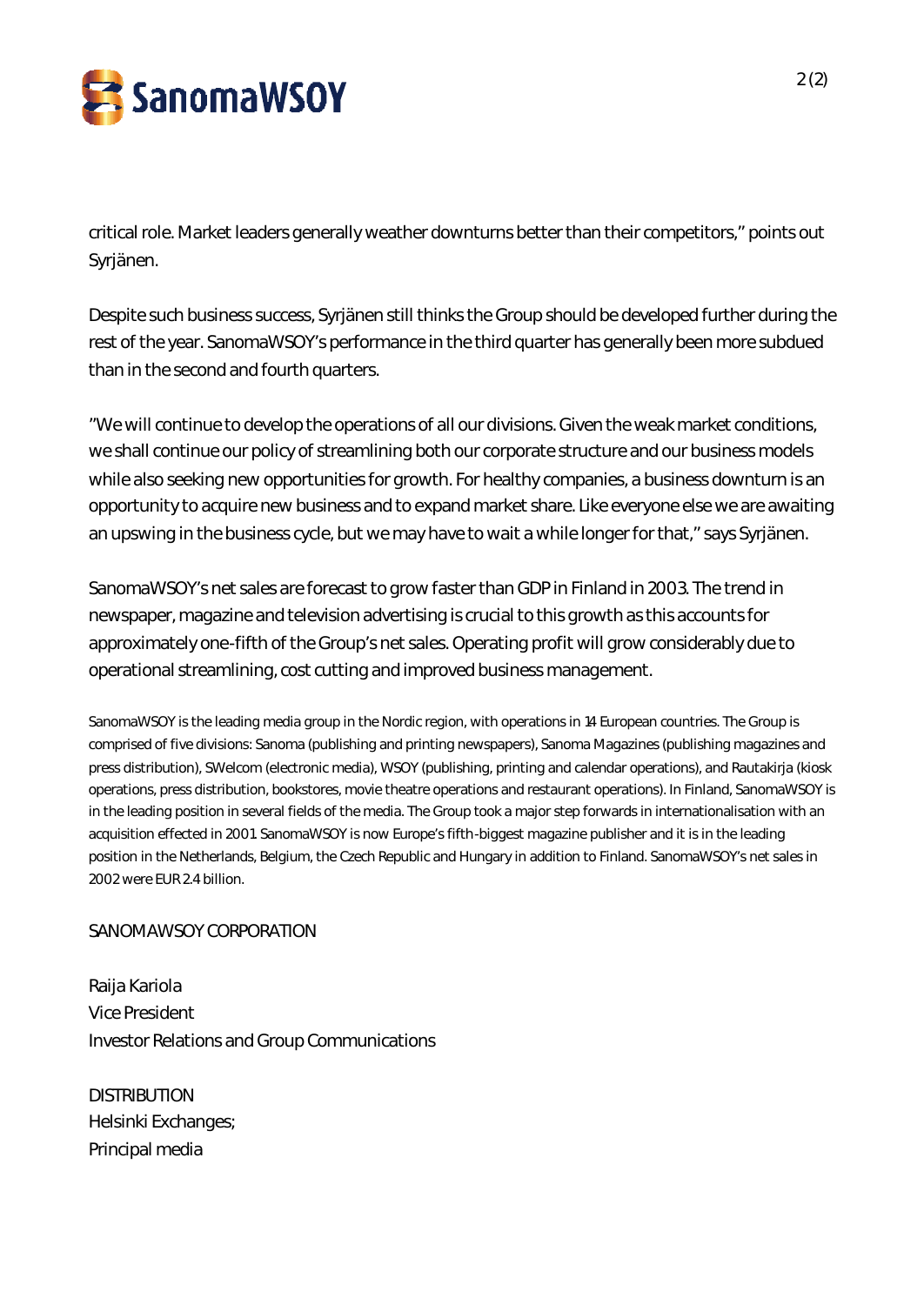critical role. Market leaders generally weather downturns better than their competitors," points out Syrjänen.

Despite such business success, Syrjänen still thinks the Group should be developed further during the rest of the year. SanomaWSOY's performance in the third quarter has generally been more subdued than in the second and fourth quarters.

"We will continue to develop the operations of all our divisions. Given the weak market conditions, we shall continue our policy of streamlining both our corporate structure and our business models while also seeking new opportunities for growth. For healthy companies, a business downturn is an opportunity to acquire new business and to expand market share. Like everyone else we are awaiting an upswing in the business cycle, but we may have to wait a while longer for that," says Syrjänen.

SanomaWSOY's net sales are forecast to grow faster than GDP in Finland in 2003. The trend in newspaper, magazine and television advertising is crucial to this growth as this accounts for approximately one-fifth of the Group's net sales. Operating profit will grow considerably due to operational streamlining, cost cutting and improved business management.

SanomaWSOY is the leading media group in the Nordic region, with operations in 14 European countries. The Group is comprised of five divisions: Sanoma (publishing and printing newspapers), Sanoma Magazines (publishing magazines and press distribution), SWelcom (electronic media), WSOY (publishing, printing and calendar operations), and Rautakirja (kiosk operations, press distribution, bookstores, movie theatre operations and restaurant operations). In Finland, SanomaWSOY is in the leading position in several fields of the media. The Group took a major step forwards in internationalisation with an acquisition effected in 2001. SanomaWSOY is now Europe's fifth-biggest magazine publisher and it is in the leading position in the Netherlands, Belgium, the Czech Republic and Hungary in addition to Finland. SanomaWSOY's net sales in 2002 were EUR 2.4 billion.

SANOMAWSOY CORPORATION

Raija Kariola
Vice President
Investor Relations and Group Communications

DISTRIBUTION
Helsinki Exchanges;
Principal media